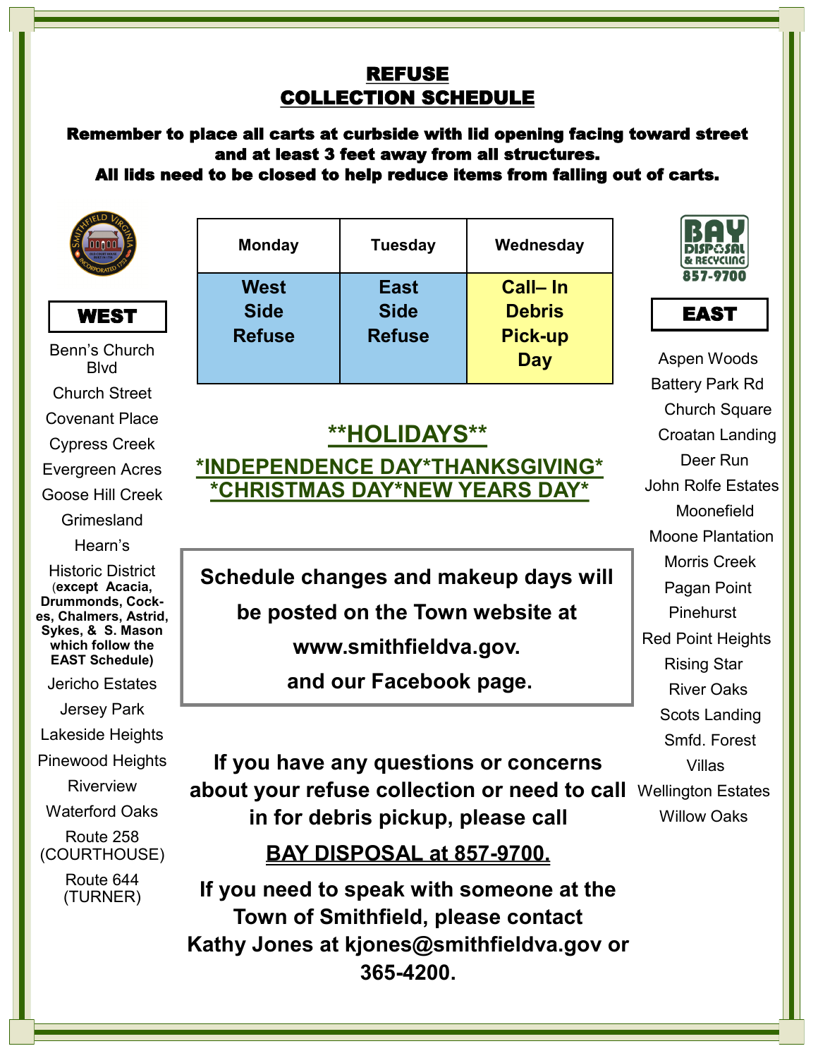# REFUSE COLLECTION SCHEDULE

**Remember to place all carts at curbside with lid opening facing toward street and at least 3 feet away from all structures.**
**All lids need to be closed to help reduce items from falling out of carts.**

| Monday | Tuesday | Wednesday |
|---|---|---|
| **West Side Refuse** | **East Side Refuse** | **Call– In Debris Pick-up Day** |

## WEST

- Benn's Church Blvd
- Church Street
- Covenant Place
- Cypress Creek
- Evergreen Acres
- Goose Hill Creek
- Grimesland
- Hearn's
- Historic District (**except Acacia, Drummonds, Cockes, Chalmers, Astrid, Sykes, & S. Mason which follow the EAST Schedule)**
- Jericho Estates
- Jersey Park
- Lakeside Heights
- Pinewood Heights
- Riverview
- Waterford Oaks
- Route 258 (COURTHOUSE)
- Route 644 (TURNER)

## **HOLIDAYS**

**\*INDEPENDENCE DAY\*THANKSGIVING\***
**\*CHRISTMAS DAY\*NEW YEARS DAY\***

**Schedule changes and makeup days will be posted on the Town website at www.smithfieldva.gov. and our Facebook page.**

**If you have any questions or concerns about your refuse collection or need to call in for debris pickup, please call**

**BAY DISPOSAL at 857-9700.**

**If you need to speak with someone at the Town of Smithfield, please contact Kathy Jones at kjones@smithfieldva.gov or 365-4200.**

BAY DISPOSAL & RECYCLING 857-9700

## EAST

- Aspen Woods
- Battery Park Rd
- Church Square
- Croatan Landing
- Deer Run
- John Rolfe Estates
- Moonefield
- Moone Plantation
- Morris Creek
- Pagan Point
- Pinehurst
- Red Point Heights
- Rising Star
- River Oaks
- Scots Landing
- Smfd. Forest
- Villas
- Wellington Estates
- Willow Oaks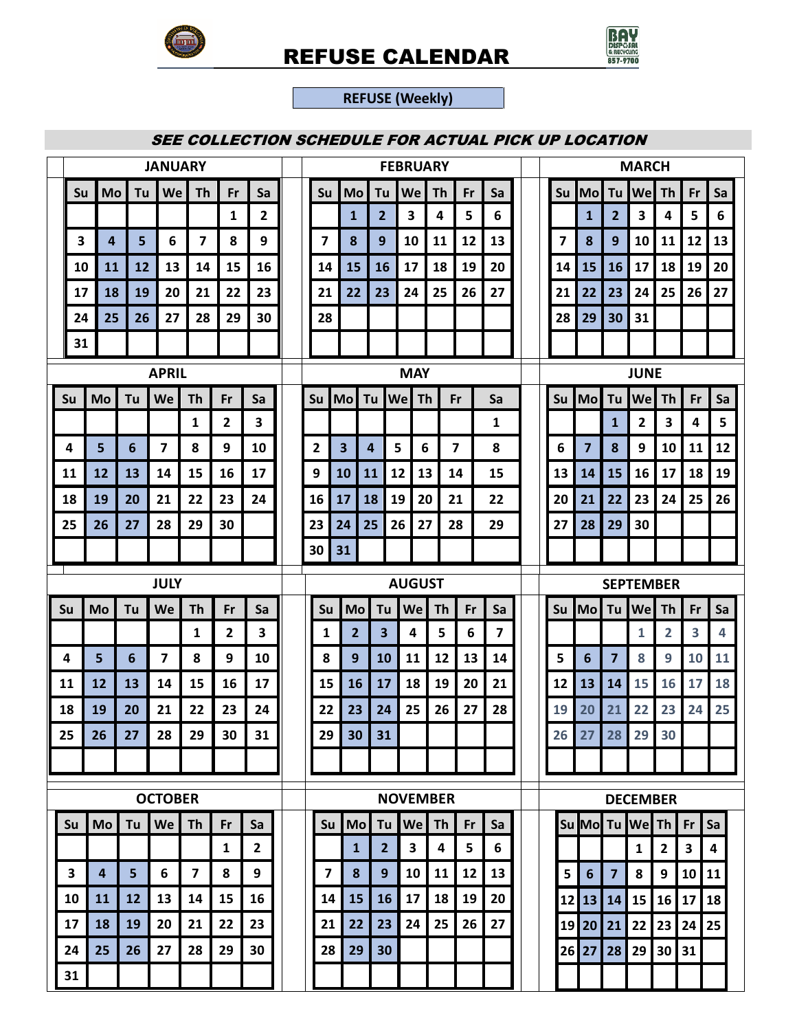# REFUSE CALENDAR

**REFUSE (Weekly)**

***SEE COLLECTION SCHEDULE FOR ACTUAL PICK UP LOCATION***

## JANUARY

| Su | Mo | Tu | We | Th | Fr | Sa |
|---|---|---|---|---|---|---|
| | | | | | 1 | 2 |
| 3 | 4 | 5 | 6 | 7 | 8 | 9 |
| 10 | 11 | 12 | 13 | 14 | 15 | 16 |
| 17 | 18 | 19 | 20 | 21 | 22 | 23 |
| 24 | 25 | 26 | 27 | 28 | 29 | 30 |
| 31 | | | | | | |

## FEBRUARY

| Su | Mo | Tu | We | Th | Fr | Sa |
|---|---|---|---|---|---|---|
| | 1 | 2 | 3 | 4 | 5 | 6 |
| 7 | 8 | 9 | 10 | 11 | 12 | 13 |
| 14 | 15 | 16 | 17 | 18 | 19 | 20 |
| 21 | 22 | 23 | 24 | 25 | 26 | 27 |
| 28 | | | | | | |

## MARCH

| Su | Mo | Tu | We | Th | Fr | Sa |
|---|---|---|---|---|---|---|
| | 1 | 2 | 3 | 4 | 5 | 6 |
| 7 | 8 | 9 | 10 | 11 | 12 | 13 |
| 14 | 15 | 16 | 17 | 18 | 19 | 20 |
| 21 | 22 | 23 | 24 | 25 | 26 | 27 |
| 28 | 29 | 30 | 31 | | | |

## APRIL

| Su | Mo | Tu | We | Th | Fr | Sa |
|---|---|---|---|---|---|---|
| | | | | 1 | 2 | 3 |
| 4 | 5 | 6 | 7 | 8 | 9 | 10 |
| 11 | 12 | 13 | 14 | 15 | 16 | 17 |
| 18 | 19 | 20 | 21 | 22 | 23 | 24 |
| 25 | 26 | 27 | 28 | 29 | 30 | |

## MAY

| Su | Mo | Tu | We | Th | Fr | Sa |
|---|---|---|---|---|---|---|
| | | | | | | 1 |
| 2 | 3 | 4 | 5 | 6 | 7 | 8 |
| 9 | 10 | 11 | 12 | 13 | 14 | 15 |
| 16 | 17 | 18 | 19 | 20 | 21 | 22 |
| 23 | 24 | 25 | 26 | 27 | 28 | 29 |
| 30 | 31 | | | | | |

## JUNE

| Su | Mo | Tu | We | Th | Fr | Sa |
|---|---|---|---|---|---|---|
| | | 1 | 2 | 3 | 4 | 5 |
| 6 | 7 | 8 | 9 | 10 | 11 | 12 |
| 13 | 14 | 15 | 16 | 17 | 18 | 19 |
| 20 | 21 | 22 | 23 | 24 | 25 | 26 |
| 27 | 28 | 29 | 30 | | | |

## JULY

| Su | Mo | Tu | We | Th | Fr | Sa |
|---|---|---|---|---|---|---|
| | | | | 1 | 2 | 3 |
| 4 | 5 | 6 | 7 | 8 | 9 | 10 |
| 11 | 12 | 13 | 14 | 15 | 16 | 17 |
| 18 | 19 | 20 | 21 | 22 | 23 | 24 |
| 25 | 26 | 27 | 28 | 29 | 30 | 31 |

## AUGUST

| Su | Mo | Tu | We | Th | Fr | Sa |
|---|---|---|---|---|---|---|
| 1 | 2 | 3 | 4 | 5 | 6 | 7 |
| 8 | 9 | 10 | 11 | 12 | 13 | 14 |
| 15 | 16 | 17 | 18 | 19 | 20 | 21 |
| 22 | 23 | 24 | 25 | 26 | 27 | 28 |
| 29 | 30 | 31 | | | | |

## SEPTEMBER

| Su | Mo | Tu | We | Th | Fr | Sa |
|---|---|---|---|---|---|---|
| | | | 1 | 2 | 3 | 4 |
| 5 | 6 | 7 | 8 | 9 | 10 | 11 |
| 12 | 13 | 14 | 15 | 16 | 17 | 18 |
| 19 | 20 | 21 | 22 | 23 | 24 | 25 |
| 26 | 27 | 28 | 29 | 30 | | |

## OCTOBER

| Su | Mo | Tu | We | Th | Fr | Sa |
|---|---|---|---|---|---|---|
| | | | | | 1 | 2 |
| 3 | 4 | 5 | 6 | 7 | 8 | 9 |
| 10 | 11 | 12 | 13 | 14 | 15 | 16 |
| 17 | 18 | 19 | 20 | 21 | 22 | 23 |
| 24 | 25 | 26 | 27 | 28 | 29 | 30 |
| 31 | | | | | | |

## NOVEMBER

| Su | Mo | Tu | We | Th | Fr | Sa |
|---|---|---|---|---|---|---|
| | 1 | 2 | 3 | 4 | 5 | 6 |
| 7 | 8 | 9 | 10 | 11 | 12 | 13 |
| 14 | 15 | 16 | 17 | 18 | 19 | 20 |
| 21 | 22 | 23 | 24 | 25 | 26 | 27 |
| 28 | 29 | 30 | | | | |

## DECEMBER

| Su | Mo | Tu | We | Th | Fr | Sa |
|---|---|---|---|---|---|---|
| | | | 1 | 2 | 3 | 4 |
| 5 | 6 | 7 | 8 | 9 | 10 | 11 |
| 12 | 13 | 14 | 15 | 16 | 17 | 18 |
| 19 | 20 | 21 | 22 | 23 | 24 | 25 |
| 26 | 27 | 28 | 29 | 30 | 31 | |